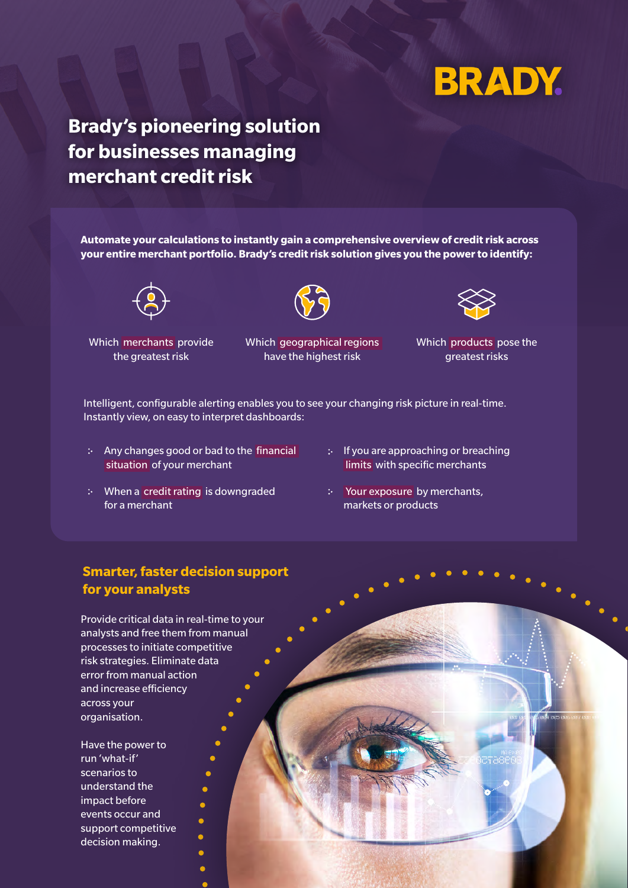BRADY

# Brady's pioneering solution for businesses managing merchant credit risk

**Automate your calculations to instantly gain a comprehensive overview of credit risk across your entire merchant portfolio. Brady's credit risk solution gives you the power to identify:**

- Which merchants provide the greatest risk
- Which geographical regions have the highest risk
- Which products pose the greatest risks

Intelligent, configurable alerting enables you to see your changing risk picture in real-time. Instantly view, on easy to interpret dashboards:

- Any changes good or bad to the financial situation of your merchant
- When a credit rating is downgraded for a merchant
- If you are approaching or breaching limits with specific merchants
- Your exposure by merchants, markets or products

## Smarter, faster decision support for your analysts

Provide critical data in real-time to your analysts and free them from manual processes to initiate competitive risk strategies. Eliminate data error from manual action and increase efficiency across your organisation.

Have the power to run 'what-if' scenarios to understand the impact before events occur and support competitive decision making.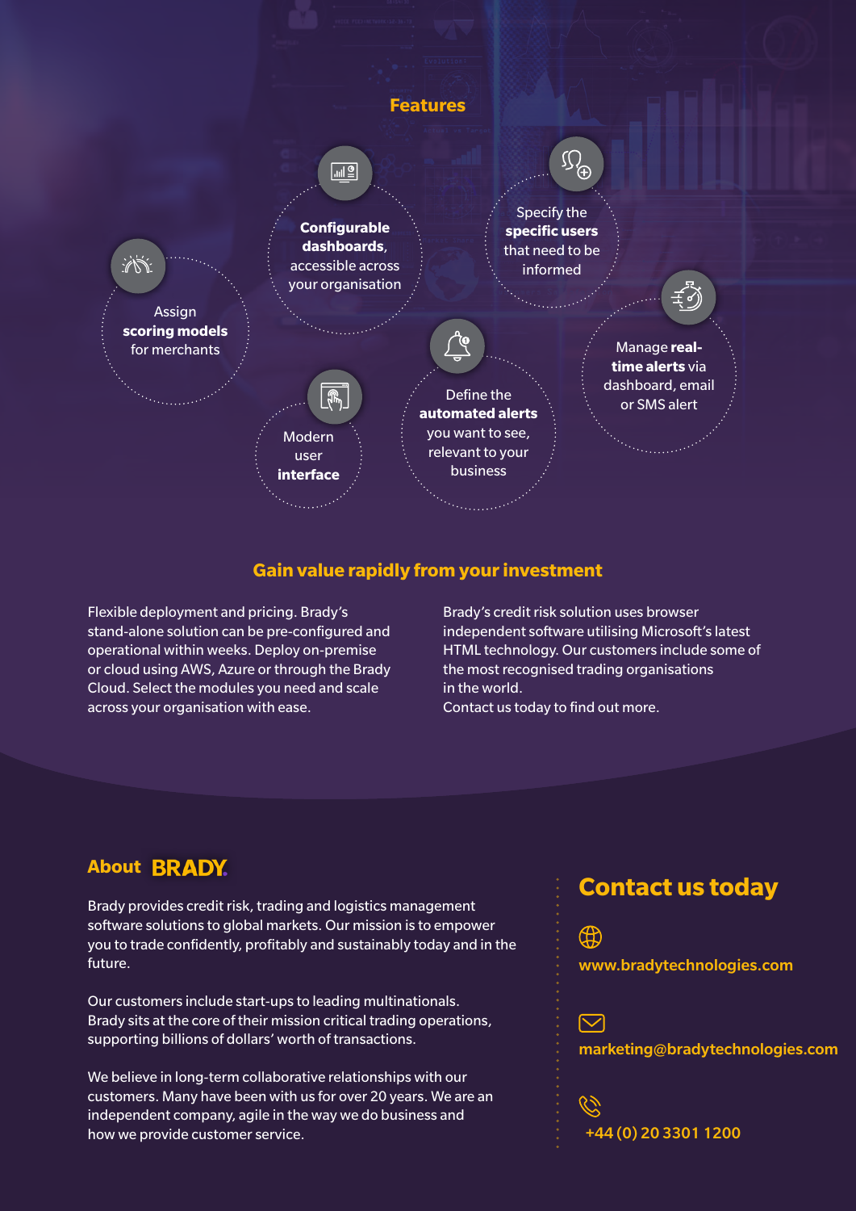## Features

- Assign **scoring models** for merchants
- **Configurable dashboards**, accessible across your organisation
- Specify the **specific users** that need to be informed
- Modern user **interface**
- Define the **automated alerts** you want to see, relevant to your business
- Manage **real-time alerts** via dashboard, email or SMS alert

## Gain value rapidly from your investment

Flexible deployment and pricing. Brady's stand-alone solution can be pre-configured and operational within weeks. Deploy on-premise or cloud using AWS, Azure or through the Brady Cloud. Select the modules you need and scale across your organisation with ease.

Brady's credit risk solution uses browser independent software utilising Microsoft's latest HTML technology. Our customers include some of the most recognised trading organisations in the world.
Contact us today to find out more.

## About BRADY

Brady provides credit risk, trading and logistics management software solutions to global markets. Our mission is to empower you to trade confidently, profitably and sustainably today and in the future.

Our customers include start-ups to leading multinationals. Brady sits at the core of their mission critical trading operations, supporting billions of dollars' worth of transactions.

We believe in long-term collaborative relationships with our customers. Many have been with us for over 20 years. We are an independent company, agile in the way we do business and how we provide customer service.

## Contact us today

www.bradytechnologies.com

marketing@bradytechnologies.com

+44 (0) 20 3301 1200